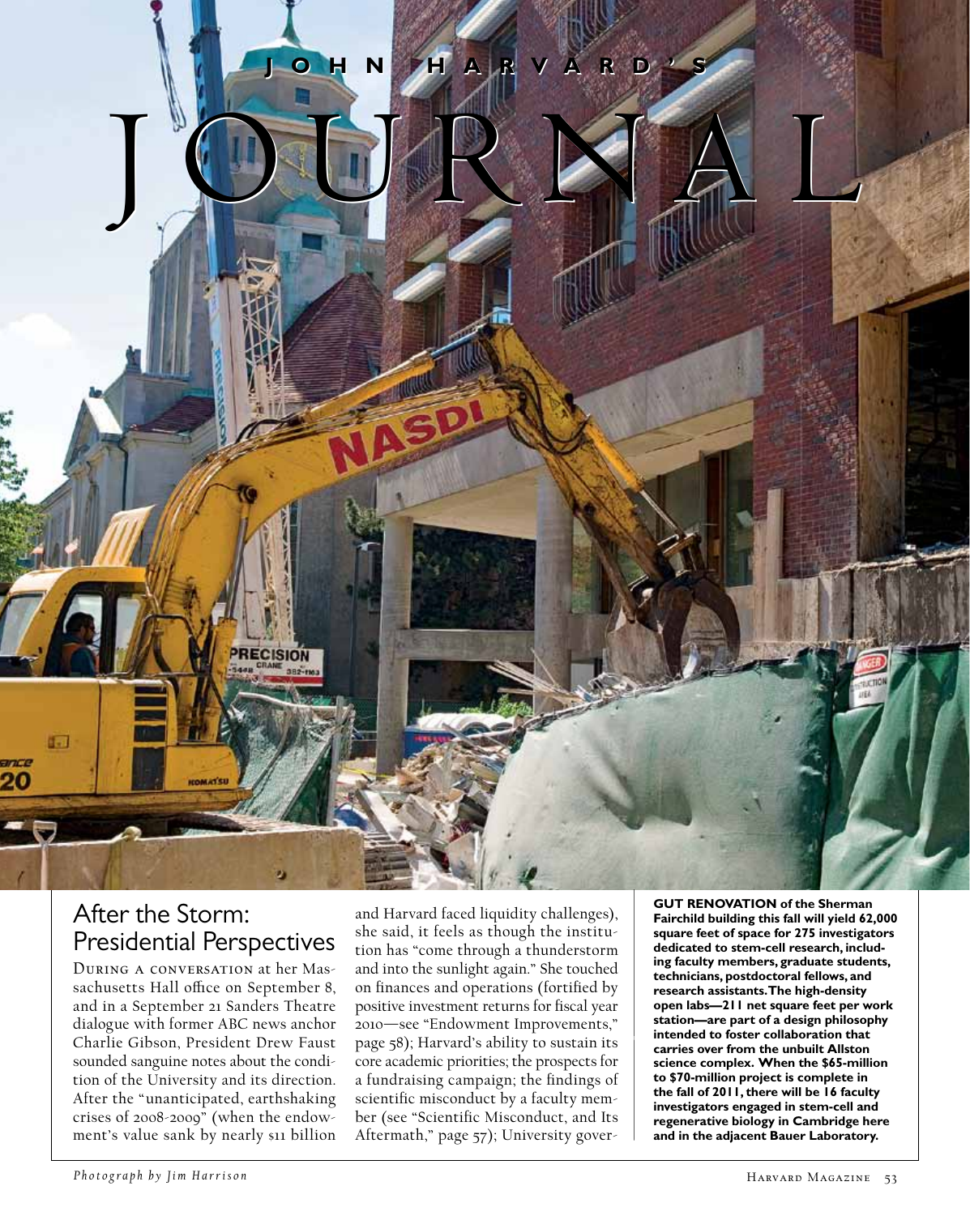# JOHN HARVARD'S JOURNAL

## After the Storm: Presidential Perspectives

During a conversation at her Massachusetts Hall office on September 8, and in a September 21 Sanders Theatre dialogue with former ABC news anchor Charlie Gibson, President Drew Faust sounded sanguine notes about the condition of the University and its direction. After the "unanticipated, earthshaking crises of 2008-2009" (when the endowment's value sank by nearly $11 billion and Harvard faced liquidity challenges), she said, it feels as though the institution has "come through a thunderstorm and into the sunlight again." She touched on finances and operations (fortified by positive investment returns for fiscal year 2010—see "Endowment Improvements," page 58); Harvard's ability to sustain its core academic priorities; the prospects for a fundraising campaign; the findings of scientific misconduct by a faculty member (see "Scientific Misconduct, and Its Aftermath," page 57); University gover-

**GUT RENOVATION of the Sherman Fairchild building this fall will yield 62,000 square feet of space for 275 investigators dedicated to stem-cell research, including faculty members, graduate students, technicians, postdoctoral fellows, and research assistants. The high-density open labs—211 net square feet per work station—are part of a design philosophy intended to foster collaboration that carries over from the unbuilt Allston science complex. When the $65-million to $70-million project is complete in the fall of 2011, there will be 16 faculty investigators engaged in stem-cell and regenerative biology in Cambridge here and in the adjacent Bauer Laboratory.**

*Photograph by Jim Harrison*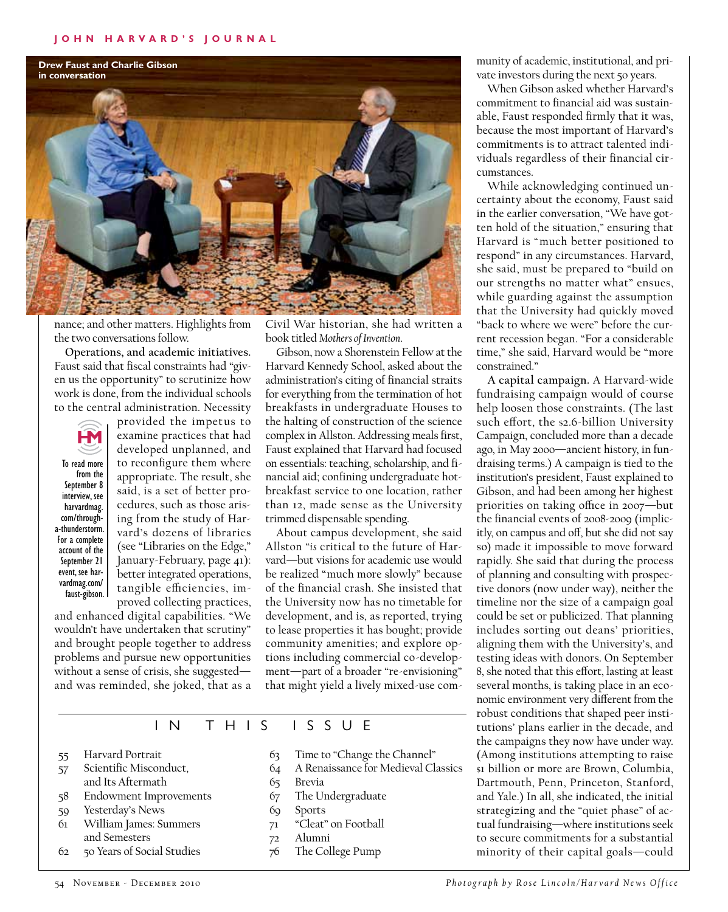Drew Faust and Charlie Gibson in conversation

nance; and other matters. Highlights from the two conversations follow.

**Operations, and academic initiatives.** Faust said that fiscal constraints had "given us the opportunity" to scrutinize how work is done, from the individual schools to the central administration. Necessity provided the impetus to examine practices that had developed unplanned, and to reconfigure them where appropriate. The result, she said, is a set of better procedures, such as those arising from the study of Harvard's dozens of libraries (see "Libraries on the Edge," January-February, page 41): better integrated operations, tangible efficiencies, improved collecting practices, and enhanced digital capabilities. "We wouldn't have undertaken that scrutiny" and brought people together to address problems and pursue new opportunities without a sense of crisis, she suggested—and was reminded, she joked, that as a Civil War historian, she had written a book titled *Mothers of Invention*.

To read more from the September 8 interview, see harvardmag.com/through-a-thunderstorm. For a complete account of the September 21 event, see harvardmag.com/faust-gibson.

Gibson, now a Shorenstein Fellow at the Harvard Kennedy School, asked about the administration's citing of financial straits for everything from the termination of hot breakfasts in undergraduate Houses to the halting of construction of the science complex in Allston. Addressing meals first, Faust explained that Harvard had focused on essentials: teaching, scholarship, and financial aid; confining undergraduate hot-breakfast service to one location, rather than 12, made sense as the University trimmed dispensable spending.

About campus development, she said Allston "*is* critical to the future of Harvard—but visions for academic use would be realized "much more slowly" because of the financial crash. She insisted that the University now has no timetable for development, and is, as reported, trying to lease properties it has bought; provide community amenities; and explore options including commercial co-development—part of a broader "re-envisioning" that might yield a lively mixed-use community of academic, institutional, and private investors during the next 50 years.

When Gibson asked whether Harvard's commitment to financial aid was sustainable, Faust responded firmly that it was, because the most important of Harvard's commitments is to attract talented individuals regardless of their financial circumstances.

While acknowledging continued uncertainty about the economy, Faust said in the earlier conversation, "We have gotten hold of the situation," ensuring that Harvard is "much better positioned to respond" in any circumstances. Harvard, she said, must be prepared to "build on our strengths no matter what" ensues, while guarding against the assumption that the University had quickly moved "back to where we were" before the current recession began. "For a considerable time," she said, Harvard would be "more constrained."

**A capital campaign.** A Harvard-wide fundraising campaign would of course help loosen those constraints. (The last such effort, the $2.6-billion University Campaign, concluded more than a decade ago, in May 2000—ancient history, in fundraising terms.) A campaign is tied to the institution's president, Faust explained to Gibson, and had been among her highest priorities on taking office in 2007—but the financial events of 2008-2009 (implicitly, on campus and off, but she did not say so) made it impossible to move forward rapidly. She said that during the process of planning and consulting with prospective donors (now under way), neither the timeline nor the size of a campaign goal could be set or publicized. That planning includes sorting out deans' priorities, aligning them with the University's, and testing ideas with donors. On September 8, she noted that this effort, lasting at least several months, is taking place in an economic environment very different from the robust conditions that shaped peer institutions' plans earlier in the decade, and the campaigns they now have under way. (Among institutions attempting to raise $1 billion or more are Brown, Columbia, Dartmouth, Penn, Princeton, Stanford, and Yale.) In all, she indicated, the initial strategizing and the "quiet phase" of actual fundraising—where institutions seek to secure commitments for a substantial minority of their capital goals—could

## IN THIS ISSUE

- 55 Harvard Portrait
- 57 Scientific Misconduct, and Its Aftermath
- 58 Endowment Improvements
- 59 Yesterday's News
- 61 William James: Summers and Semesters
- 62 50 Years of Social Studies
- 63 Time to "Change the Channel"
- 64 A Renaissance for Medieval Classics
- 65 Brevia
- 67 The Undergraduate
- 69 Sports
- 71 "Cleat" on Football
- 72 Alumni
- 76 The College Pump

Photograph by Rose Lincoln/Harvard News Office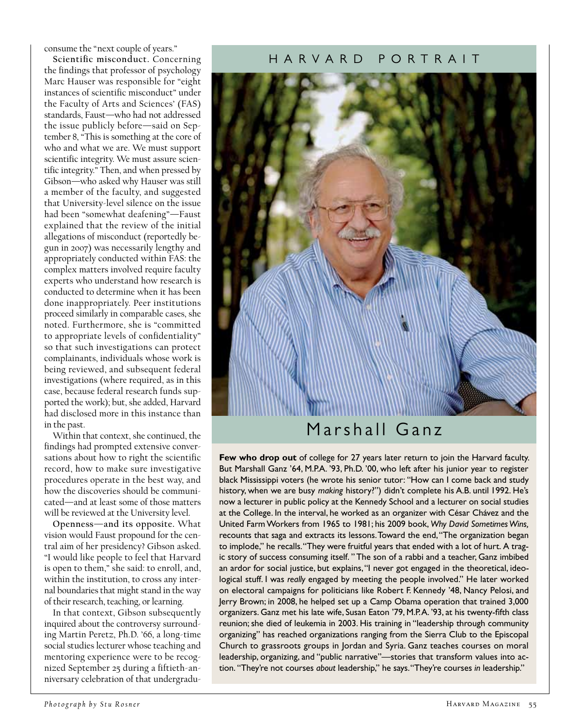consume the "next couple of years."

**Scientific misconduct.** Concerning the findings that professor of psychology Marc Hauser was responsible for "eight instances of scientific misconduct" under the Faculty of Arts and Sciences' (FAS) standards, Faust—who had not addressed the issue publicly before—said on September 8, "This is something at the core of who and what we are. We must support scientific integrity. We must assure scientific integrity." Then, and when pressed by Gibson—who asked why Hauser was still a member of the faculty, and suggested that University-level silence on the issue had been "somewhat deafening"—Faust explained that the review of the initial allegations of misconduct (reportedly begun in 2007) was necessarily lengthy and appropriately conducted within FAS: the complex matters involved require faculty experts who understand how research is conducted to determine when it has been done inappropriately. Peer institutions proceed similarly in comparable cases, she noted. Furthermore, she is "committed to appropriate levels of confidentiality" so that such investigations can protect complainants, individuals whose work is being reviewed, and subsequent federal investigations (where required, as in this case, because federal research funds supported the work); but, she added, Harvard had disclosed more in this instance than in the past.

Within that context, she continued, the findings had prompted extensive conversations about how to right the scientific record, how to make sure investigative procedures operate in the best way, and how the discoveries should be communicated—and at least some of those matters will be reviewed at the University level.

**Openness—and its opposite.** What vision would Faust propound for the central aim of her presidency? Gibson asked. "I would like people to feel that Harvard is open to them," she said: to enroll, and, within the institution, to cross any internal boundaries that might stand in the way of their research, teaching, or learning.

In that context, Gibson subsequently inquired about the controversy surrounding Martin Peretz, Ph.D. '66, a long-time social studies lecturer whose teaching and mentoring experience were to be recognized September 25 during a fiftieth-anniversary celebration of that undergradu-

## HARVARD PORTRAIT

# Marshall Ganz

**Few who drop out** of college for 27 years later return to join the Harvard faculty. But Marshall Ganz '64, M.P.A. '93, Ph.D. '00, who left after his junior year to register black Mississippi voters (he wrote his senior tutor: "How can I come back and study history, when we are busy *making* history?") didn't complete his A.B. until 1992. He's now a lecturer in public policy at the Kennedy School and a lecturer on social studies at the College. In the interval, he worked as an organizer with César Chávez and the United Farm Workers from 1965 to 1981; his 2009 book, *Why David Sometimes Wins,* recounts that saga and extracts its lessons. Toward the end, "The organization began to implode," he recalls. "They were fruitful years that ended with a lot of hurt. A tragic story of success consuming itself." The son of a rabbi and a teacher, Ganz imbibed an ardor for social justice, but explains, "I never got engaged in the theoretical, ideological stuff. I was *really* engaged by meeting the people involved." He later worked on electoral campaigns for politicians like Robert F. Kennedy '48, Nancy Pelosi, and Jerry Brown; in 2008, he helped set up a Camp Obama operation that trained 3,000 organizers. Ganz met his late wife, Susan Eaton '79, M.P.A. '93, at his twenty-fifth class reunion; she died of leukemia in 2003. His training in "leadership through community organizing" has reached organizations ranging from the Sierra Club to the Episcopal Church to grassroots groups in Jordan and Syria. Ganz teaches courses on moral leadership, organizing, and "public narrative"—stories that transform values into action. "They're not courses *about* leadership," he says. "They're courses *in* leadership."

*Photograph by Stu Rosner*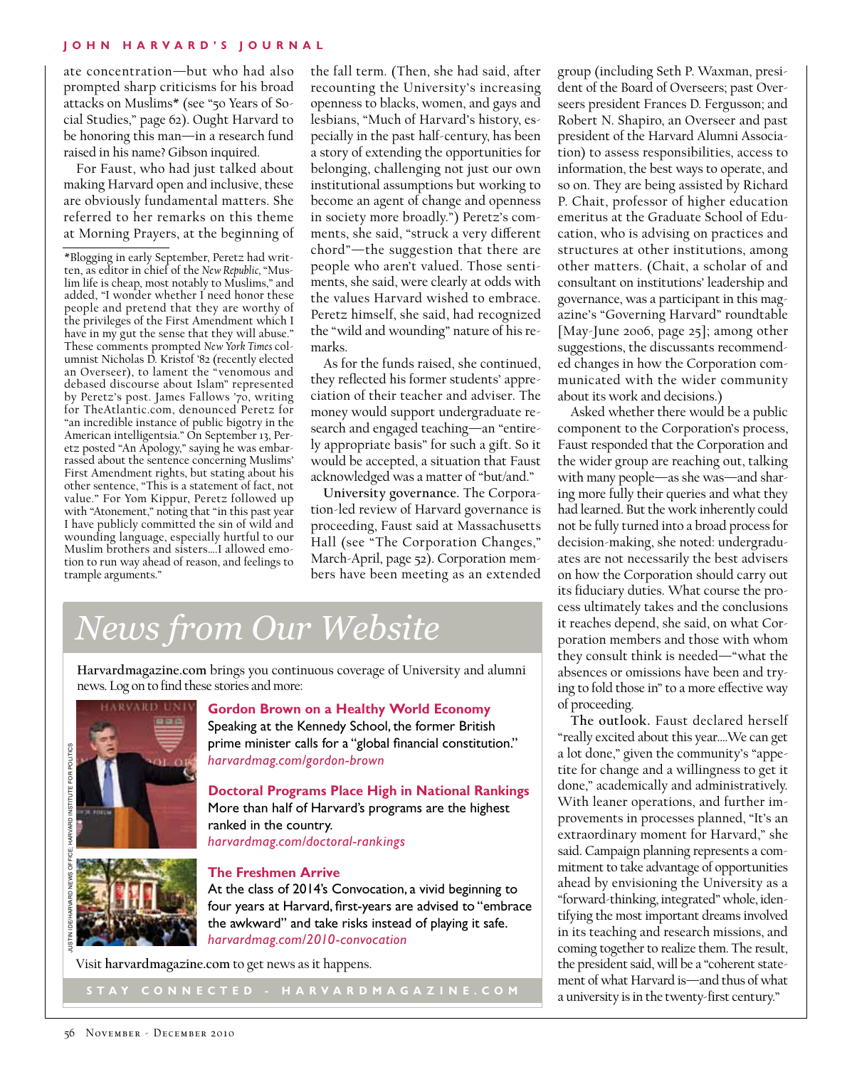ate concentration—but who had also prompted sharp criticisms for his broad attacks on Muslims* (see "50 Years of Social Studies," page 62). Ought Harvard to be honoring this man—in a research fund raised in his name? Gibson inquired.

For Faust, who had just talked about making Harvard open and inclusive, these are obviously fundamental matters. She referred to her remarks on this theme at Morning Prayers, at the beginning of the fall term. (Then, she had said, after recounting the University's increasing openness to blacks, women, and gays and lesbians, "Much of Harvard's history, especially in the past half-century, has been a story of extending the opportunities for belonging, challenging not just our own institutional assumptions but working to become an agent of change and openness in society more broadly.") Peretz's comments, she said, "struck a very different chord"—the suggestion that there are people who aren't valued. Those sentiments, she said, were clearly at odds with the values Harvard wished to embrace. Peretz himself, she said, had recognized the "wild and wounding" nature of his remarks.

As for the funds raised, she continued, they reflected his former students' appreciation of their teacher and adviser. The money would support undergraduate research and engaged teaching—an "entirely appropriate basis" for such a gift. So it would be accepted, a situation that Faust acknowledged was a matter of "but/and."

**University governance.** The Corporation-led review of Harvard governance is proceeding, Faust said at Massachusetts Hall (see "The Corporation Changes," March-April, page 52). Corporation members have been meeting as an extended group (including Seth P. Waxman, president of the Board of Overseers; past Overseers president Frances D. Fergusson; and Robert N. Shapiro, an Overseer and past president of the Harvard Alumni Association) to assess responsibilities, access to information, the best ways to operate, and so on. They are being assisted by Richard P. Chait, professor of higher education emeritus at the Graduate School of Education, who is advising on practices and structures at other institutions, among other matters. (Chait, a scholar of and consultant on institutions' leadership and governance, was a participant in this magazine's "Governing Harvard" roundtable [May-June 2006, page 25]; among other suggestions, the discussants recommended changes in how the Corporation communicated with the wider community about its work and decisions.)

Asked whether there would be a public component to the Corporation's process, Faust responded that the Corporation and the wider group are reaching out, talking with many people—as she was—and sharing more fully their queries and what they had learned. But the work inherently could not be fully turned into a broad process for decision-making, she noted: undergraduates are not necessarily the best advisers on how the Corporation should carry out its fiduciary duties. What course the process ultimately takes and the conclusions it reaches depend, she said, on what Corporation members and those with whom they consult think is needed—"what the absences or omissions have been and trying to fold those in" to a more effective way of proceeding.

**The outlook.** Faust declared herself "really excited about this year....We can get a lot done," given the community's "appetite for change and a willingness to get it done," academically and administratively. With leaner operations, and further improvements in processes planned, "It's an extraordinary moment for Harvard," she said. Campaign planning represents a commitment to take advantage of opportunities ahead by envisioning the University as a "forward-thinking, integrated" whole, identifying the most important dreams involved in its teaching and research missions, and coming together to realize them. The result, the president said, will be a "coherent statement of what Harvard is—and thus of what a university is in the twenty-first century."

*Blogging in early September, Peretz had written, as editor in chief of the *New Republic*, "Muslim life is cheap, most notably to Muslims," and added, "I wonder whether I need honor these people and pretend that they are worthy of the privileges of the First Amendment which I have in my gut the sense that they will abuse." These comments prompted *New York Times* columnist Nicholas D. Kristof '82 (recently elected an Overseer), to lament the "venomous and debased discourse about Islam" represented by Peretz's post. James Fallows '70, writing for TheAtlantic.com, denounced Peretz for "an incredible instance of public bigotry in the American intelligentsia." On September 13, Peretz posted "An Apology," saying he was embarrassed about the sentence concerning Muslims' First Amendment rights, but stating about his other sentence, "This is a statement of fact, not value." For Yom Kippur, Peretz followed up with "Atonement," noting that "in this past year I have publicly committed the sin of wild and wounding language, especially hurtful to our Muslim brothers and sisters....I allowed emotion to run way ahead of reason, and feelings to trample arguments."

## *News from Our Website*

**Harvardmagazine.com** brings you continuous coverage of University and alumni news. Log on to find these stories and more:

JUSTIN IDE/HARVARD NEWS OFFICE; HARVARD INSTITUTE FOR POLITICS

**Gordon Brown on a Healthy World Economy**
Speaking at the Kennedy School, the former British prime minister calls for a "global financial constitution."
*harvardmag.com/gordon-brown*

**Doctoral Programs Place High in National Rankings**
More than half of Harvard's programs are the highest ranked in the country.
*harvardmag.com/doctoral-rankings*

**The Freshmen Arrive**
At the class of 2014's Convocation, a vivid beginning to four years at Harvard, first-years are advised to "embrace the awkward" and take risks instead of playing it safe.
*harvardmag.com/2010-convocation*

Visit **harvardmagazine.com** to get news as it happens.

STAY CONNECTED - HARVARDMAGAZINE.COM